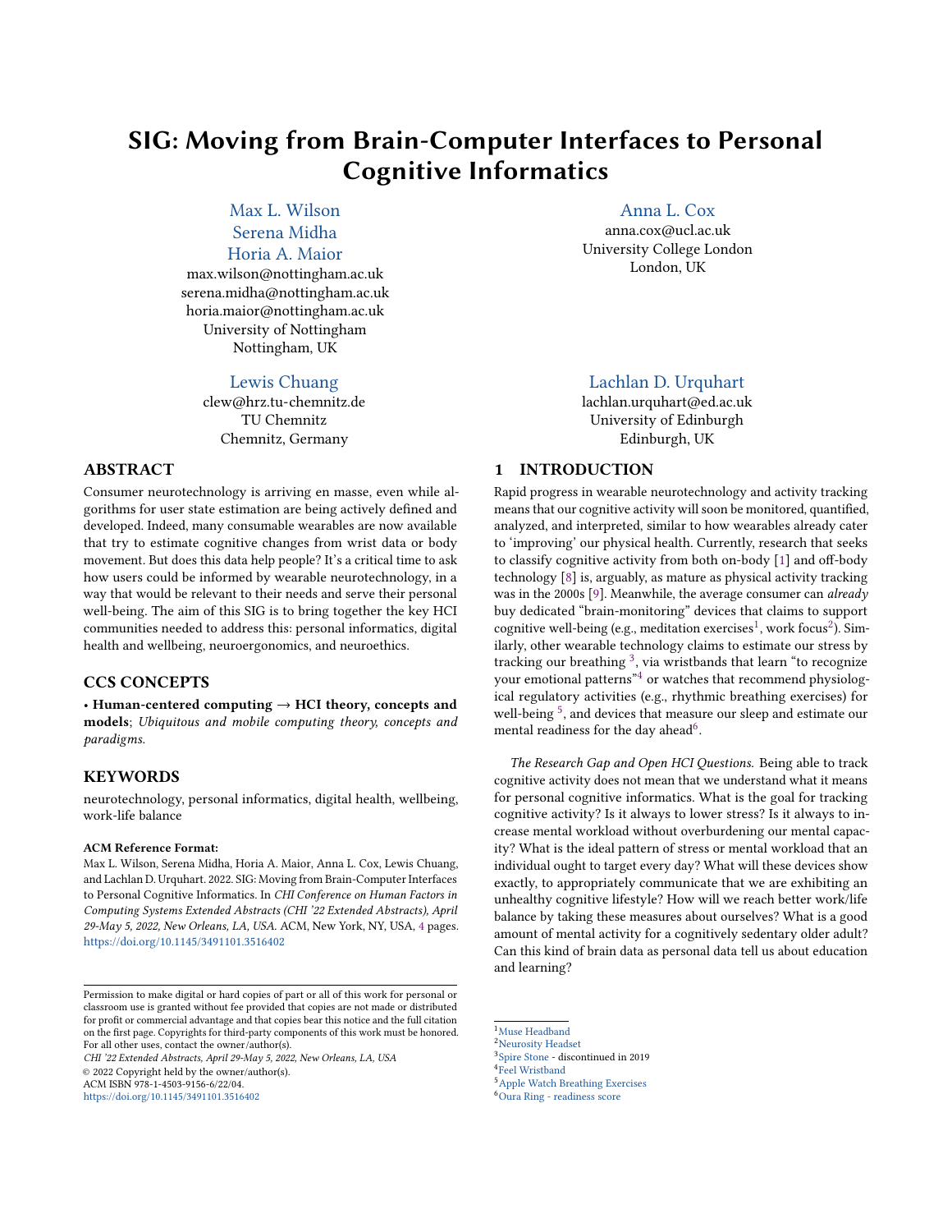# SIG: Moving from Brain-Computer Interfaces to Personal Cognitive Informatics

Max L. Wilson
Serena Midha
Horia A. Maior
max.wilson@nottingham.ac.uk
serena.midha@nottingham.ac.uk
horia.maior@nottingham.ac.uk
University of Nottingham
Nottingham, UK

Anna L. Cox
anna.cox@ucl.ac.uk
University College London
London, UK

Lewis Chuang
clew@hrz.tu-chemnitz.de
TU Chemnitz
Chemnitz, Germany

Lachlan D. Urquhart
lachlan.urquhart@ed.ac.uk
University of Edinburgh
Edinburgh, UK

## ABSTRACT

Consumer neurotechnology is arriving en masse, even while algorithms for user state estimation are being actively defined and developed. Indeed, many consumable wearables are now available that try to estimate cognitive changes from wrist data or body movement. But does this data help people? It's a critical time to ask how users could be informed by wearable neurotechnology, in a way that would be relevant to their needs and serve their personal well-being. The aim of this SIG is to bring together the key HCI communities needed to address this: personal informatics, digital health and wellbeing, neuroergonomics, and neuroethics.

## CCS CONCEPTS

• **Human-centered computing → HCI theory, concepts and models**; *Ubiquitous and mobile computing theory, concepts and paradigms.*

## KEYWORDS

neurotechnology, personal informatics, digital health, wellbeing, work-life balance

**ACM Reference Format:**
Max L. Wilson, Serena Midha, Horia A. Maior, Anna L. Cox, Lewis Chuang, and Lachlan D. Urquhart. 2022. SIG: Moving from Brain-Computer Interfaces to Personal Cognitive Informatics. In *CHI Conference on Human Factors in Computing Systems Extended Abstracts (CHI '22 Extended Abstracts), April 29-May 5, 2022, New Orleans, LA, USA.* ACM, New York, NY, USA, 4 pages. https://doi.org/10.1145/3491101.3516402

Permission to make digital or hard copies of part or all of this work for personal or classroom use is granted without fee provided that copies are not made or distributed for profit or commercial advantage and that copies bear this notice and the full citation on the first page. Copyrights for third-party components of this work must be honored. For all other uses, contact the owner/author(s).
*CHI '22 Extended Abstracts, April 29-May 5, 2022, New Orleans, LA, USA*
© 2022 Copyright held by the owner/author(s).
ACM ISBN 978-1-4503-9156-6/22/04.
https://doi.org/10.1145/3491101.3516402

## 1 INTRODUCTION

Rapid progress in wearable neurotechnology and activity tracking means that our cognitive activity will soon be monitored, quantified, analyzed, and interpreted, similar to how wearables already cater to 'improving' our physical health. Currently, research that seeks to classify cognitive activity from both on-body [1] and off-body technology [8] is, arguably, as mature as physical activity tracking was in the 2000s [9]. Meanwhile, the average consumer can *already* buy dedicated "brain-monitoring" devices that claims to support cognitive well-being (e.g., meditation exercises[1], work focus[2]). Similarly, other wearable technology claims to estimate our stress by tracking our breathing [3], via wristbands that learn "to recognize your emotional patterns"[4] or watches that recommend physiological regulatory activities (e.g., rhythmic breathing exercises) for well-being [5], and devices that measure our sleep and estimate our mental readiness for the day ahead[6].

*The Research Gap and Open HCI Questions.* Being able to track cognitive activity does not mean that we understand what it means for personal cognitive informatics. What is the goal for tracking cognitive activity? Is it always to lower stress? Is it always to increase mental workload without overburdening our mental capacity? What is the ideal pattern of stress or mental workload that an individual ought to target every day? What will these devices show exactly, to appropriately communicate that we are exhibiting an unhealthy cognitive lifestyle? How will we reach better work/life balance by taking these measures about ourselves? What is a good amount of mental activity for a cognitively sedentary older adult? Can this kind of brain data as personal data tell us about education and learning?

[1] Muse Headband
[2] Neurosity Headset
[3] Spire Stone - discontinued in 2019
[4] Feel Wristband
[5] Apple Watch Breathing Exercises
[6] Oura Ring - readiness score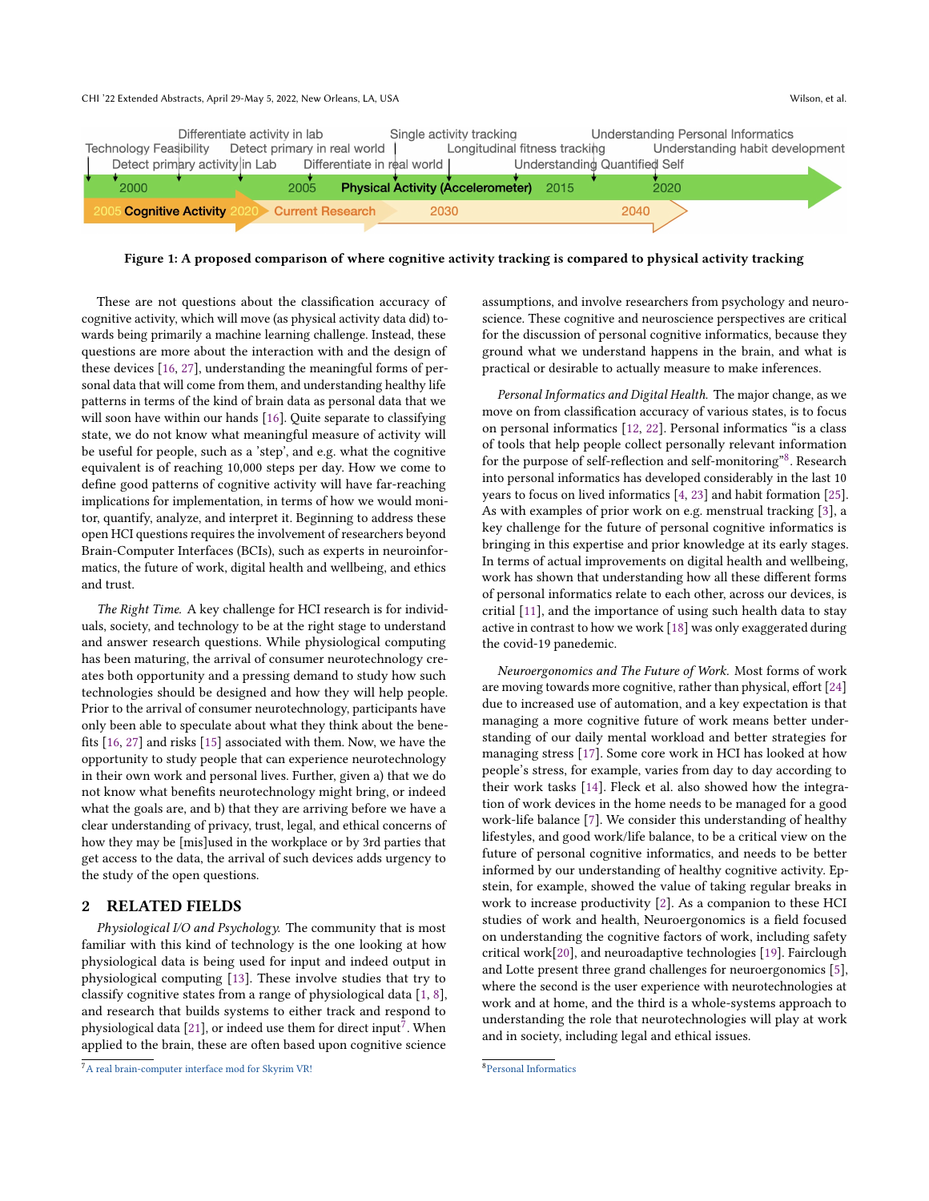Differentiate activity in lab | Single activity tracking | Understanding Personal Informatics
Technology Feasibility | Detect primary in real world | Longitudinal fitness tracking | Understanding habit development
Detect primary activity in Lab | Differentiate in real world | Understanding Quantified Self
2000 | 2005 | Physical Activity (Accelerometer) | 2015 | 2020
2005 Cognitive Activity 2020 | Current Research | 2030 | 2040

**Figure 1: A proposed comparison of where cognitive activity tracking is compared to physical activity tracking**

These are not questions about the classification accuracy of cognitive activity, which will move (as physical activity data did) towards being primarily a machine learning challenge. Instead, these questions are more about the interaction with and the design of these devices [16, 27], understanding the meaningful forms of personal data that will come from them, and understanding healthy life patterns in terms of the kind of brain data as personal data that we will soon have within our hands [16]. Quite separate to classifying state, we do not know what meaningful measure of activity will be useful for people, such as a 'step', and e.g. what the cognitive equivalent is of reaching 10,000 steps per day. How we come to define good patterns of cognitive activity will have far-reaching implications for implementation, in terms of how we would monitor, quantify, analyze, and interpret it. Beginning to address these open HCI questions requires the involvement of researchers beyond Brain-Computer Interfaces (BCIs), such as experts in neuroinformatics, the future of work, digital health and wellbeing, and ethics and trust.

*The Right Time.* A key challenge for HCI research is for individuals, society, and technology to be at the right stage to understand and answer research questions. While physiological computing has been maturing, the arrival of consumer neurotechnology creates both opportunity and a pressing demand to study how such technologies should be designed and how they will help people. Prior to the arrival of consumer neurotechnology, participants have only been able to speculate about what they think about the benefits [16, 27] and risks [15] associated with them. Now, we have the opportunity to study people that can experience neurotechnology in their own work and personal lives. Further, given a) that we do not know what benefits neurotechnology might bring, or indeed what the goals are, and b) that they are arriving before we have a clear understanding of privacy, trust, legal, and ethical concerns of how they may be [mis]used in the workplace or by 3rd parties that get access to the data, the arrival of such devices adds urgency to the study of the open questions.

## 2 RELATED FIELDS

*Physiological I/O and Psychology.* The community that is most familiar with this kind of technology is the one looking at how physiological data is being used for input and indeed output in physiological computing [13]. These involve studies that try to classify cognitive states from a range of physiological data [1, 8], and research that builds systems to either track and respond to physiological data [21], or indeed use them for direct input[7]. When applied to the brain, these are often based upon cognitive science assumptions, and involve researchers from psychology and neuroscience. These cognitive and neuroscience perspectives are critical for the discussion of personal cognitive informatics, because they ground what we understand happens in the brain, and what is practical or desirable to actually measure to make inferences.

*Personal Informatics and Digital Health.* The major change, as we move on from classification accuracy of various states, is to focus on personal informatics [12, 22]. Personal informatics "is a class of tools that help people collect personally relevant information for the purpose of self-reflection and self-monitoring"[8]. Research into personal informatics has developed considerably in the last 10 years to focus on lived informatics [4, 23] and habit formation [25]. As with examples of prior work on e.g. menstrual tracking [3], a key challenge for the future of personal cognitive informatics is bringing in this expertise and prior knowledge at its early stages. In terms of actual improvements on digital health and wellbeing, work has shown that understanding how all these different forms of personal informatics relate to each other, across our devices, is critical [11], and the importance of using such health data to stay active in contrast to how we work [18] was only exaggerated during the covid-19 panedemic.

*Neuroergonomics and The Future of Work.* Most forms of work are moving towards more cognitive, rather than physical, effort [24] due to increased use of automation, and a key expectation is that managing a more cognitive future of work means better understanding of our daily mental workload and better strategies for managing stress [17]. Some core work in HCI has looked at how people's stress, for example, varies from day to day according to their work tasks [14]. Fleck et al. also showed how the integration of work devices in the home needs to be managed for a good work-life balance [7]. We consider this understanding of healthy lifestyles, and good work/life balance, to be a critical view on the future of personal cognitive informatics, and needs to be better informed by our understanding of healthy cognitive activity. Epstein, for example, showed the value of taking regular breaks in work to increase productivity [2]. As a companion to these HCI studies of work and health, Neuroergonomics is a field focused on understanding the cognitive factors of work, including safety critical work[20], and neuroadaptive technologies [19]. Fairclough and Lotte present three grand challenges for neuroergonomics [5], where the second is the user experience with neurotechnologies at work and at home, and the third is a whole-systems approach to understanding the role that neurotechnologies will play at work and in society, including legal and ethical issues.

[7] A real brain-computer interface mod for Skyrim VR!

[8] Personal Informatics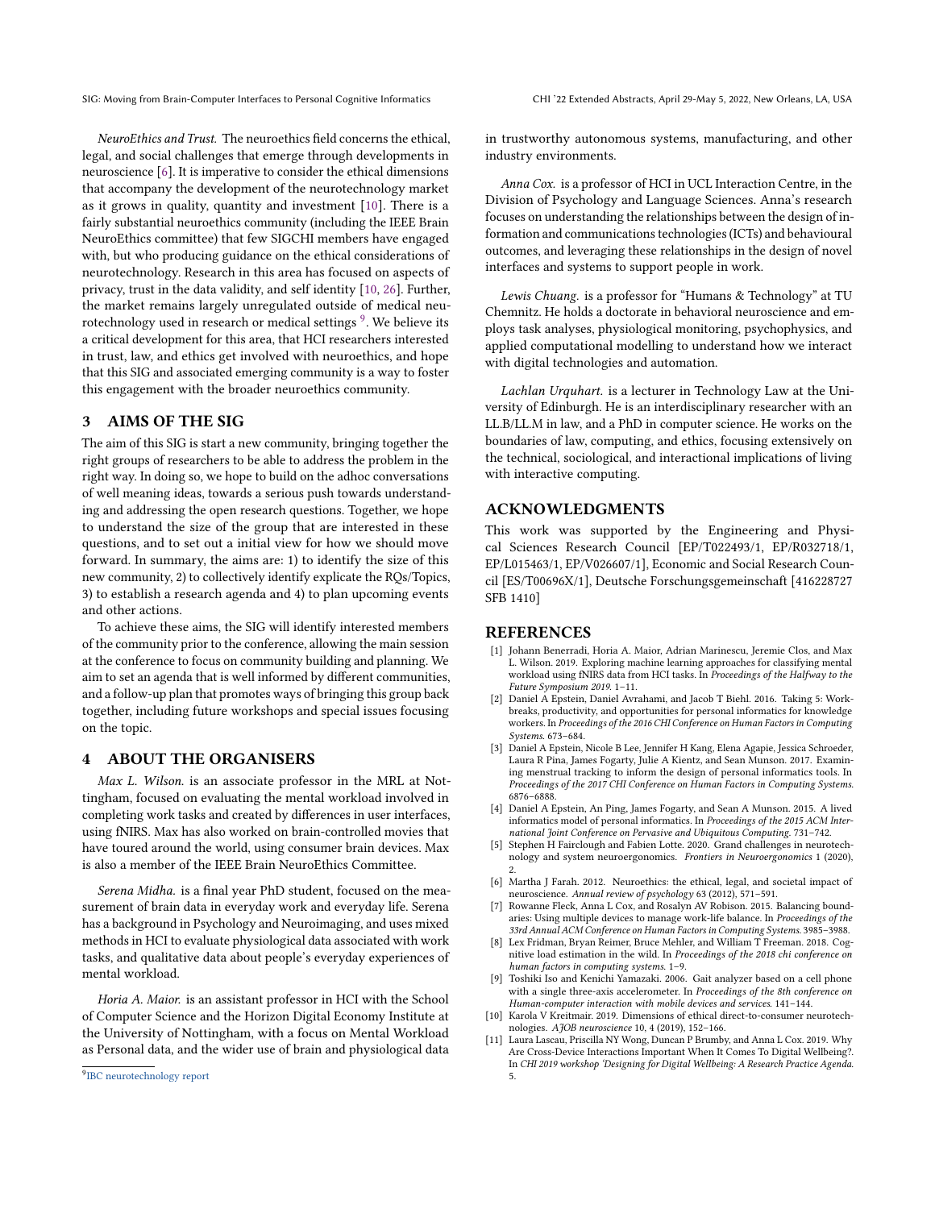*NeuroEthics and Trust.* The neuroethics field concerns the ethical, legal, and social challenges that emerge through developments in neuroscience [6]. It is imperative to consider the ethical dimensions that accompany the development of the neurotechnology market as it grows in quality, quantity and investment [10]. There is a fairly substantial neuroethics community (including the IEEE Brain NeuroEthics committee) that few SIGCHI members have engaged with, but who producing guidance on the ethical considerations of neurotechnology. Research in this area has focused on aspects of privacy, trust in the data validity, and self identity [10, 26]. Further, the market remains largely unregulated outside of medical neurotechnology used in research or medical settings [9]. We believe its a critical development for this area, that HCI researchers interested in trust, law, and ethics get involved with neuroethics, and hope that this SIG and associated emerging community is a way to foster this engagement with the broader neuroethics community.

## 3 AIMS OF THE SIG

The aim of this SIG is start a new community, bringing together the right groups of researchers to be able to address the problem in the right way. In doing so, we hope to build on the adhoc conversations of well meaning ideas, towards a serious push towards understanding and addressing the open research questions. Together, we hope to understand the size of the group that are interested in these questions, and to set out a initial view for how we should move forward. In summary, the aims are: 1) to identify the size of this new community, 2) to collectively identify explicate the RQs/Topics, 3) to establish a research agenda and 4) to plan upcoming events and other actions.

To achieve these aims, the SIG will identify interested members of the community prior to the conference, allowing the main session at the conference to focus on community building and planning. We aim to set an agenda that is well informed by different communities, and a follow-up plan that promotes ways of bringing this group back together, including future workshops and special issues focusing on the topic.

## 4 ABOUT THE ORGANISERS

*Max L. Wilson.* is an associate professor in the MRL at Nottingham, focused on evaluating the mental workload involved in completing work tasks and created by differences in user interfaces, using fNIRS. Max has also worked on brain-controlled movies that have toured around the world, using consumer brain devices. Max is also a member of the IEEE Brain NeuroEthics Committee.

*Serena Midha.* is a final year PhD student, focused on the measurement of brain data in everyday work and everyday life. Serena has a background in Psychology and Neuroimaging, and uses mixed methods in HCI to evaluate physiological data associated with work tasks, and qualitative data about people's everyday experiences of mental workload.

*Horia A. Maior.* is an assistant professor in HCI with the School of Computer Science and the Horizon Digital Economy Institute at the University of Nottingham, with a focus on Mental Workload as Personal data, and the wider use of brain and physiological data in trustworthy autonomous systems, manufacturing, and other industry environments.

*Anna Cox.* is a professor of HCI in UCL Interaction Centre, in the Division of Psychology and Language Sciences. Anna's research focuses on understanding the relationships between the design of information and communications technologies (ICTs) and behavioural outcomes, and leveraging these relationships in the design of novel interfaces and systems to support people in work.

*Lewis Chuang.* is a professor for "Humans & Technology" at TU Chemnitz. He holds a doctorate in behavioral neuroscience and employs task analyses, physiological monitoring, psychophysics, and applied computational modelling to understand how we interact with digital technologies and automation.

*Lachlan Urquhart.* is a lecturer in Technology Law at the University of Edinburgh. He is an interdisciplinary researcher with an LL.B/LL.M in law, and a PhD in computer science. He works on the boundaries of law, computing, and ethics, focusing extensively on the technical, sociological, and interactional implications of living with interactive computing.

## ACKNOWLEDGMENTS

This work was supported by the Engineering and Physical Sciences Research Council [EP/T022493/1, EP/R032718/1, EP/L015463/1, EP/V026607/1], Economic and Social Research Council [ES/T00696X/1], Deutsche Forschungsgemeinschaft [416228727 SFB 1410]

## REFERENCES

- [1] Johann Benerradi, Horia A. Maior, Adrian Marinescu, Jeremie Clos, and Max L. Wilson. 2019. Exploring machine learning approaches for classifying mental workload using fNIRS data from HCI tasks. In *Proceedings of the Halfway to the Future Symposium 2019*. 1–11.
- [2] Daniel A Epstein, Daniel Avrahami, and Jacob T Biehl. 2016. Taking 5: Workbreaks, productivity, and opportunities for personal informatics for knowledge workers. In *Proceedings of the 2016 CHI Conference on Human Factors in Computing Systems*. 673–684.
- [3] Daniel A Epstein, Nicole B Lee, Jennifer H Kang, Elena Agapie, Jessica Schroeder, Laura R Pina, James Fogarty, Julie A Kientz, and Sean Munson. 2017. Examining menstrual tracking to inform the design of personal informatics tools. In *Proceedings of the 2017 CHI Conference on Human Factors in Computing Systems*. 6876–6888.
- [4] Daniel A Epstein, An Ping, James Fogarty, and Sean A Munson. 2015. A lived informatics model of personal informatics. In *Proceedings of the 2015 ACM International Joint Conference on Pervasive and Ubiquitous Computing*. 731–742.
- [5] Stephen H Fairclough and Fabien Lotte. 2020. Grand challenges in neurotechnology and system neuroergonomics. *Frontiers in Neuroergonomics* 1 (2020), 2.
- [6] Martha J Farah. 2012. Neuroethics: the ethical, legal, and societal impact of neuroscience. *Annual review of psychology* 63 (2012), 571–591.
- [7] Rowanne Fleck, Anna L Cox, and Rosalyn AV Robison. 2015. Balancing boundaries: Using multiple devices to manage work-life balance. In *Proceedings of the 33rd Annual ACM Conference on Human Factors in Computing Systems*. 3985–3988.
- [8] Lex Fridman, Bryan Reimer, Bruce Mehler, and William T Freeman. 2018. Cognitive load estimation in the wild. In *Proceedings of the 2018 chi conference on human factors in computing systems*. 1–9.
- [9] Toshiki Iso and Kenichi Yamazaki. 2006. Gait analyzer based on a cell phone with a single three-axis accelerometer. In *Proceedings of the 8th conference on Human-computer interaction with mobile devices and services*. 141–144.
- [10] Karola V Kreitmair. 2019. Dimensions of ethical direct-to-consumer neurotechnologies. *AJOB neuroscience* 10, 4 (2019), 152–166.
- [11] Laura Lascau, Priscilla NY Wong, Duncan P Brumby, and Anna L Cox. 2019. Why Are Cross-Device Interactions Important When It Comes To Digital Wellbeing?. In *CHI 2019 workshop 'Designing for Digital Wellbeing: A Research Practice Agenda*. 5.

[9] IBC neurotechnology report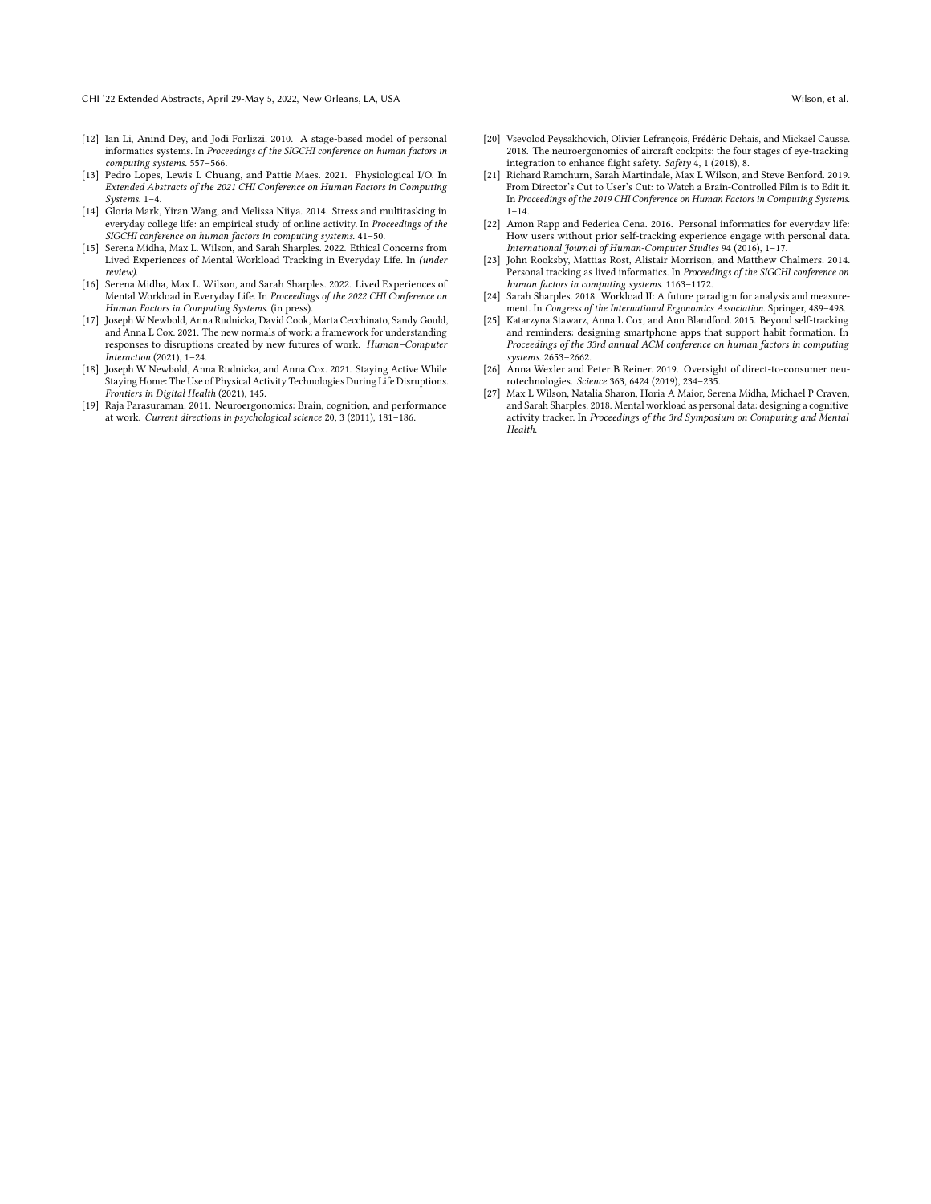[12] Ian Li, Anind Dey, and Jodi Forlizzi. 2010. A stage-based model of personal informatics systems. In *Proceedings of the SIGCHI conference on human factors in computing systems*. 557–566.

[13] Pedro Lopes, Lewis L Chuang, and Pattie Maes. 2021. Physiological I/O. In *Extended Abstracts of the 2021 CHI Conference on Human Factors in Computing Systems*. 1–4.

[14] Gloria Mark, Yiran Wang, and Melissa Niiya. 2014. Stress and multitasking in everyday college life: an empirical study of online activity. In *Proceedings of the SIGCHI conference on human factors in computing systems*. 41–50.

[15] Serena Midha, Max L. Wilson, and Sarah Sharples. 2022. Ethical Concerns from Lived Experiences of Mental Workload Tracking in Everyday Life. In *(under review)*.

[16] Serena Midha, Max L. Wilson, and Sarah Sharples. 2022. Lived Experiences of Mental Workload in Everyday Life. In *Proceedings of the 2022 CHI Conference on Human Factors in Computing Systems*. (in press).

[17] Joseph W Newbold, Anna Rudnicka, David Cook, Marta Cecchinato, Sandy Gould, and Anna L Cox. 2021. The new normals of work: a framework for understanding responses to disruptions created by new futures of work. *Human–Computer Interaction* (2021), 1–24.

[18] Joseph W Newbold, Anna Rudnicka, and Anna Cox. 2021. Staying Active While Staying Home: The Use of Physical Activity Technologies During Life Disruptions. *Frontiers in Digital Health* (2021), 145.

[19] Raja Parasuraman. 2011. Neuroergonomics: Brain, cognition, and performance at work. *Current directions in psychological science* 20, 3 (2011), 181–186.

[20] Vsevolod Peysakhovich, Olivier Lefrançois, Frédéric Dehais, and Mickaël Causse. 2018. The neuroergonomics of aircraft cockpits: the four stages of eye-tracking integration to enhance flight safety. *Safety* 4, 1 (2018), 8.

[21] Richard Ramchurn, Sarah Martindale, Max L Wilson, and Steve Benford. 2019. From Director's Cut to User's Cut: to Watch a Brain-Controlled Film is to Edit it. In *Proceedings of the 2019 CHI Conference on Human Factors in Computing Systems*. 1–14.

[22] Amon Rapp and Federica Cena. 2016. Personal informatics for everyday life: How users without prior self-tracking experience engage with personal data. *International Journal of Human-Computer Studies* 94 (2016), 1–17.

[23] John Rooksby, Mattias Rost, Alistair Morrison, and Matthew Chalmers. 2014. Personal tracking as lived informatics. In *Proceedings of the SIGCHI conference on human factors in computing systems*. 1163–1172.

[24] Sarah Sharples. 2018. Workload II: A future paradigm for analysis and measurement. In *Congress of the International Ergonomics Association*. Springer, 489–498.

[25] Katarzyna Stawarz, Anna L Cox, and Ann Blandford. 2015. Beyond self-tracking and reminders: designing smartphone apps that support habit formation. In *Proceedings of the 33rd annual ACM conference on human factors in computing systems*. 2653–2662.

[26] Anna Wexler and Peter B Reiner. 2019. Oversight of direct-to-consumer neurotechnologies. *Science* 363, 6424 (2019), 234–235.

[27] Max L Wilson, Natalia Sharon, Horia A Maior, Serena Midha, Michael P Craven, and Sarah Sharples. 2018. Mental workload as personal data: designing a cognitive activity tracker. In *Proceedings of the 3rd Symposium on Computing and Mental Health*.